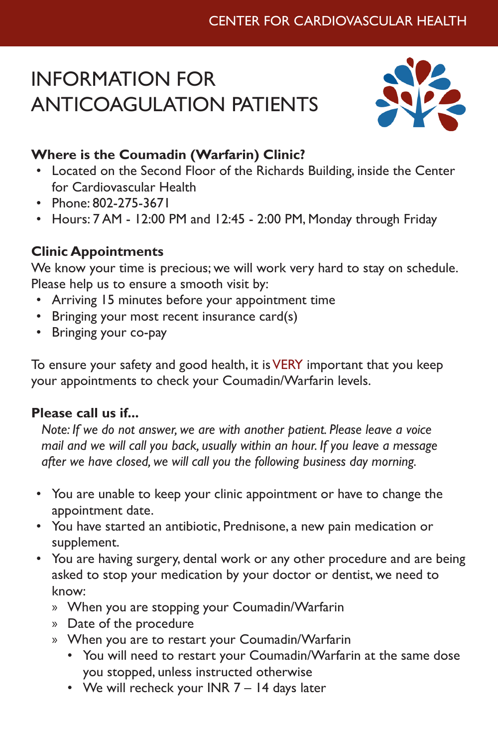CENTER FOR CARDIOVASCULAR HEALTH

# INFORMATION FOR ANTICOAGULATION PATIENTS

### Where is the Coumadin (Warfarin) Clinic?

- Located on the Second Floor of the Richards Building, inside the Center for Cardiovascular Health
- Phone: 802-275-3671
- Hours: 7 AM - 12:00 PM and 12:45 - 2:00 PM, Monday through Friday

### Clinic Appointments

We know your time is precious; we will work very hard to stay on schedule. Please help us to ensure a smooth visit by:

- Arriving 15 minutes before your appointment time
- Bringing your most recent insurance card(s)
- Bringing your co-pay

To ensure your safety and good health, it is VERY important that you keep your appointments to check your Coumadin/Warfarin levels.

### Please call us if...

*Note: If we do not answer, we are with another patient. Please leave a voice mail and we will call you back, usually within an hour. If you leave a message after we have closed, we will call you the following business day morning.*

- You are unable to keep your clinic appointment or have to change the appointment date.
- You have started an antibiotic, Prednisone, a new pain medication or supplement.
- You are having surgery, dental work or any other procedure and are being asked to stop your medication by your doctor or dentist, we need to know:
  - When you are stopping your Coumadin/Warfarin
  - Date of the procedure
  - When you are to restart your Coumadin/Warfarin
    - You will need to restart your Coumadin/Warfarin at the same dose you stopped, unless instructed otherwise
    - We will recheck your INR 7 – 14 days later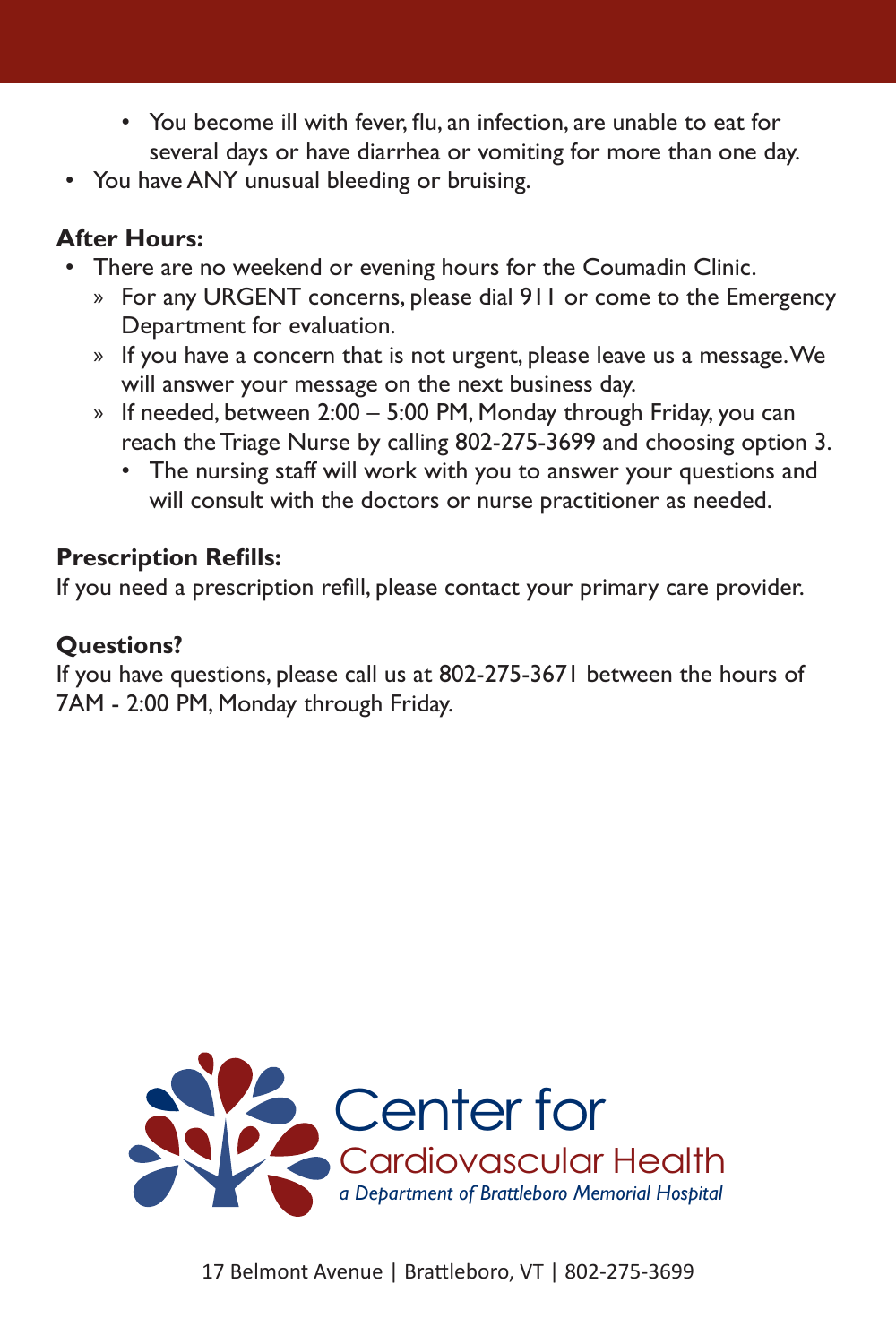- You become ill with fever, flu, an infection, are unable to eat for several days or have diarrhea or vomiting for more than one day.
- You have ANY unusual bleeding or bruising.

**After Hours:**

- There are no weekend or evening hours for the Coumadin Clinic.
  - For any URGENT concerns, please dial 911 or come to the Emergency Department for evaluation.
  - If you have a concern that is not urgent, please leave us a message. We will answer your message on the next business day.
  - If needed, between 2:00 – 5:00 PM, Monday through Friday, you can reach the Triage Nurse by calling 802-275-3699 and choosing option 3.
    - The nursing staff will work with you to answer your questions and will consult with the doctors or nurse practitioner as needed.

**Prescription Refills:**

If you need a prescription refill, please contact your primary care provider.

**Questions?**

If you have questions, please call us at 802-275-3671 between the hours of 7AM - 2:00 PM, Monday through Friday.

Center for
Cardiovascular Health
*a Department of Brattleboro Memorial Hospital*

17 Belmont Avenue | Brattleboro, VT | 802-275-3699